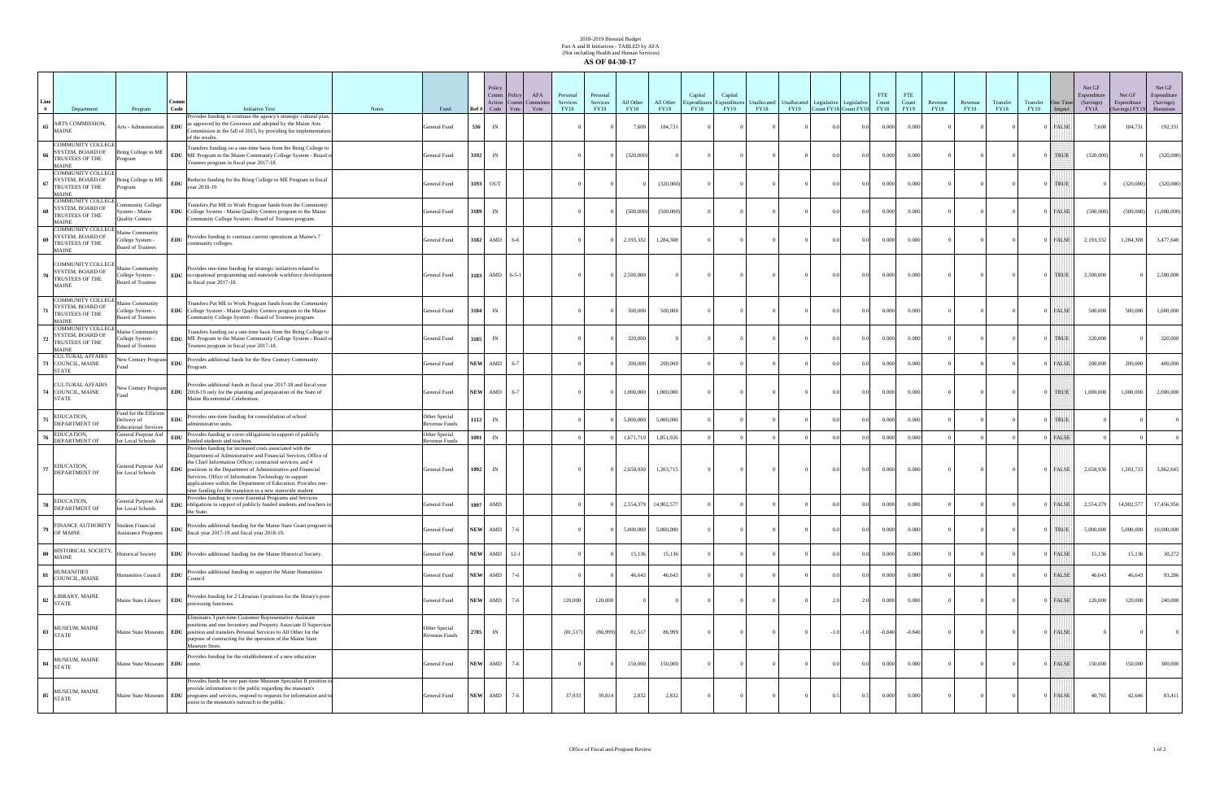# 2018-2019 Biennial Budget
## Part A and B Initiatives - TABLED by AFA
### (Not including Health and Human Services)
## AS OF 04-30-17

| Line # | Department | Program | Comm Code | Initiative Text | Notes | Fund | Ref # | Policy Comm Action Code | Policy Comm Vote | AFA Committee Vote | Personal Services FY18 | Personal Services FY19 | All Other FY18 | All Other FY19 | Capital Expenditures FY18 | Capital Expenditures FY19 | Unallocated FY18 | Unallocated FY19 | Legislative Count FY18 | Legislative Count FY19 | FTE Count FY18 | FTE Count FY19 | Revenue FY18 | Revenue FY19 | Transfer FY18 | Transfer FY19 | One Time Impact | Net GF Expenditure (Savings) FY18 | Net GF Expenditure (Savings) FY19 | Net GF Expenditure (Savings) Biennium |
|---|---|---|---|---|---|---|---|---|---|---|---|---|---|---|---|---|---|---|---|---|---|---|---|---|---|---|---|---|---|---|
| 65 | ARTS COMMISSION, MAINE | Arts - Administration | EDU | Provides funding to continue the agency's strategic cultural plan, as approved by the Governor and adopted by the Maine Arts Commission in the fall of 2015, by providing for implementation of the results. | | General Fund | 536 | IN | | | 0 | 0 | 7,600 | 184,731 | 0 | 0 | 0 | 0 | 0.0 | 0.0 | 0.000 | 0.000 | 0 | 0 | 0 | 0 | FALSE | 7,600 | 184,731 | 192,331 |
| 66 | COMMUNITY COLLEGE SYSTEM, BOARD OF TRUSTEES OF THE MAINE | Bring College to ME Program | EDU | Transfers funding on a one-time basis from the Bring College to ME Program to the Maine Community College System - Board of Trustees program in fiscal year 2017-18. | | General Fund | 3192 | IN | | | 0 | 0 | (320,000) | 0 | 0 | 0 | 0 | 0 | 0.0 | 0.0 | 0.000 | 0.000 | 0 | 0 | 0 | 0 | TRUE | (320,000) | 0 | (320,000) |
| 67 | COMMUNITY COLLEGE SYSTEM, BOARD OF TRUSTEES OF THE MAINE | Bring College to ME Program | EDU | Reduces funding for the Bring College to ME Program in fiscal year 2018-19. | | General Fund | 3193 | OUT | | | 0 | 0 | 0 | (320,000) | 0 | 0 | 0 | 0 | 0.0 | 0.0 | 0.000 | 0.000 | 0 | 0 | 0 | 0 | TRUE | 0 | (320,000) | (320,000) |
| 68 | COMMUNITY COLLEGE SYSTEM, BOARD OF TRUSTEES OF THE MAINE | Community College System - Maine Quality Centers | EDU | Transfers Put ME to Work Program funds from the Community College System - Maine Quality Centers program to the Maine Community College System - Board of Trustees program. | | General Fund | 3189 | IN | | | 0 | 0 | (500,000) | (500,000) | 0 | 0 | 0 | 0 | 0.0 | 0.0 | 0.000 | 0.000 | 0 | 0 | 0 | 0 | FALSE | (500,000) | (500,000) | (1,000,000) |
| 69 | COMMUNITY COLLEGE SYSTEM, BOARD OF TRUSTEES OF THE MAINE | Maine Community College System - Board of Trustees | EDU | Provides funding to continue current operations at Maine's 7 community colleges. | | General Fund | 3182 | AMD | 6-6 | | 0 | 0 | 2,193,332 | 1,284,308 | 0 | 0 | 0 | 0 | 0.0 | 0.0 | 0.000 | 0.000 | 0 | 0 | 0 | 0 | FALSE | 2,193,332 | 1,284,308 | 3,477,640 |
| 70 | COMMUNITY COLLEGE SYSTEM, BOARD OF TRUSTEES OF THE MAINE | Maine Community College System - Board of Trustees | EDU | Provides one-time funding for strategic initiatives related to occupational programming and statewide workforce development in fiscal year 2017-18. | | General Fund | 3183 | AMD | 6-5-1 | | 0 | 0 | 2,500,000 | 0 | 0 | 0 | 0 | 0 | 0.0 | 0.0 | 0.000 | 0.000 | 0 | 0 | 0 | 0 | TRUE | 2,500,000 | 0 | 2,500,000 |
| 71 | COMMUNITY COLLEGE SYSTEM, BOARD OF TRUSTEES OF THE MAINE | Maine Community College System - Board of Trustees | EDU | Transfers Put ME to Work Program funds from the Community College System - Maine Quality Centers program to the Maine Community College System - Board of Trustees program. | | General Fund | 3184 | IN | | | 0 | 0 | 500,000 | 500,000 | 0 | 0 | 0 | 0 | 0.0 | 0.0 | 0.000 | 0.000 | 0 | 0 | 0 | 0 | FALSE | 500,000 | 500,000 | 1,000,000 |
| 72 | COMMUNITY COLLEGE SYSTEM, BOARD OF TRUSTEES OF THE MAINE | Maine Community College System - Board of Trustees | EDU | Transfers funding on a one-time basis from the Bring College to ME Program to the Maine Community College System - Board of Trustees program in fiscal year 2017-18. | | General Fund | 3185 | IN | | | 0 | 0 | 320,000 | 0 | 0 | 0 | 0 | 0 | 0.0 | 0.0 | 0.000 | 0.000 | 0 | 0 | 0 | 0 | TRUE | 320,000 | 0 | 320,000 |
| 73 | CULTURAL AFFAIRS COUNCIL, MAINE STATE | New Century Program Fund | EDU | Provides additional funds for the New Century Community Program. | | General Fund | NEW | AMD | 6-7 | | 0 | 0 | 200,000 | 200,000 | 0 | 0 | 0 | 0 | 0.0 | 0.0 | 0.000 | 0.000 | 0 | 0 | 0 | 0 | FALSE | 200,000 | 200,000 | 400,000 |
| 74 | CULTURAL AFFAIRS COUNCIL, MAINE STATE | New Century Program Fund | EDU | Provides additional funds in fiscal year 2017-18 and fiscal year 2018-19 only for the planning and preparation of the State of Maine Bicentennial Celebration. | | General Fund | NEW | AMD | 6-7 | | 0 | 0 | 1,000,000 | 1,000,000 | 0 | 0 | 0 | 0 | 0.0 | 0.0 | 0.000 | 0.000 | 0 | 0 | 0 | 0 | TRUE | 1,000,000 | 1,000,000 | 2,000,000 |
| 75 | EDUCATION, DEPARTMENT OF | Fund for the Efficient Delivery of Educational Services | EDU | Provides one-time funding for consolidation of school administrative units. | | Other Special Revenue Funds | 1112 | IN | | | 0 | 0 | 5,000,000 | 5,000,000 | 0 | 0 | 0 | 0 | 0.0 | 0.0 | 0.000 | 0.000 | 0 | 0 | 0 | 0 | TRUE | 0 | 0 | 0 |
| 76 | EDUCATION, DEPARTMENT OF | General Purpose Aid for Local Schools | EDU | Provides funding to cover obligations in support of publicly funded students and teachers. | | Other Special Revenue Funds | 1091 | IN | | | 0 | 0 | 1,671,710 | 1,851,926 | 0 | 0 | 0 | 0 | 0.0 | 0.0 | 0.000 | 0.000 | 0 | 0 | 0 | 0 | FALSE | 0 | 0 | 0 |
| 77 | EDUCATION, DEPARTMENT OF | General Purpose Aid for Local Schools | EDU | Provides funding for increased costs associated with the Department of Administrative and Financial Services, Office of the Chief Information Officer; contracted services; and 4 positions in the Department of Administrative and Financial Services, Office of Information Technology to support applications within the Department of Education. Provides one-time funding for the transition to a new statewide student | | General Fund | 1092 | IN | | | 0 | 0 | 2,658,930 | 1,203,715 | 0 | 0 | 0 | 0 | 0.0 | 0.0 | 0.000 | 0.000 | 0 | 0 | 0 | 0 | FALSE | 2,658,930 | 1,203,715 | 3,862,645 |
| 78 | EDUCATION, DEPARTMENT OF | General Purpose Aid for Local Schools | EDU | Provides funding to cover Essential Programs and Services obligations in support of publicly funded students and teachers in the State. | | General Fund | 1097 | AMD | | | 0 | 0 | 2,554,379 | 14,902,577 | 0 | 0 | 0 | 0 | 0.0 | 0.0 | 0.000 | 0.000 | 0 | 0 | 0 | 0 | FALSE | 2,554,379 | 14,902,577 | 17,456,956 |
| 79 | FINANCE AUTHORITY OF MAINE | Student Financial Assistance Programs | EDU | Provides additional funding for the Maine State Grant program in fiscal year 2017-18 and fiscal year 2018-19. | | General Fund | NEW | AMD | 7-6 | | 0 | 0 | 5,000,000 | 5,000,000 | 0 | 0 | 0 | 0 | 0.0 | 0.0 | 0.000 | 0.000 | 0 | 0 | 0 | 0 | TRUE | 5,000,000 | 5,000,000 | 10,000,000 |
| 80 | HISTORICAL SOCIETY, MAINE | Historical Society | EDU | Provides additional funding for the Maine Historical Society. | | General Fund | NEW | AMD | 12-1 | | 0 | 0 | 15,136 | 15,136 | 0 | 0 | 0 | 0 | 0.0 | 0.0 | 0.000 | 0.000 | 0 | 0 | 0 | 0 | FALSE | 15,136 | 15,136 | 30,272 |
| 81 | HUMANITIES COUNCIL, MAINE | Humanities Council | EDU | Provides additional funding to support the Maine Humanities Council | | General Fund | NEW | AMD | 7-6 | | 0 | 0 | 46,643 | 46,643 | 0 | 0 | 0 | 0 | 0.0 | 0.0 | 0.000 | 0.000 | 0 | 0 | 0 | 0 | FALSE | 46,643 | 46,643 | 93,286 |
| 82 | LIBRARY, MAINE STATE | Maine State Library | EDU | Provides funding for 2 Librarian I positions for the library's post-processing functions. | | General Fund | NEW | AMD | 7-6 | | 120,000 | 120,000 | 0 | 0 | 0 | 0 | 0 | 0 | 2.0 | 2.0 | 0.000 | 0.000 | 0 | 0 | 0 | 0 | FALSE | 120,000 | 120,000 | 240,000 |
| 83 | MUSEUM, MAINE STATE | Maine State Museum | EDU | Eliminates 3 part-time Customer Representative Assistant positions and one Inventory and Property Associate II Supervisor position and transfers Personal Services to All Other for the purpose of contracting for the operation of the Maine State Museum Store. | | Other Special Revenue Funds | 2785 | IN | | | (81,517) | (86,999) | 81,517 | 86,999 | 0 | 0 | 0 | 0 | -1.0 | -1.0 | -0.840 | -0.840 | 0 | 0 | 0 | 0 | FALSE | 0 | 0 | 0 |
| 84 | MUSEUM, MAINE STATE | Maine State Museum | EDU | Provides funding for the establishment of a new education center. | | General Fund | NEW | AMD | 7-6 | | 0 | 0 | 150,000 | 150,000 | 0 | 0 | 0 | 0 | 0.0 | 0.0 | 0.000 | 0.000 | 0 | 0 | 0 | 0 | FALSE | 150,000 | 150,000 | 300,000 |
| 85 | MUSEUM, MAINE STATE | Maine State Museum | EDU | Provides funds for one part-time Museum Specialist II position to provide information to the public regarding the museum's programs and services, respond to requests for information and to assist in the museum's outreach to the public. | | General Fund | NEW | AMD | 7-6 | | 37,933 | 39,814 | 2,832 | 2,832 | 0 | 0 | 0 | 0 | 0.5 | 0.5 | 0.000 | 0.000 | 0 | 0 | 0 | 0 | FALSE | 40,765 | 42,646 | 83,411 |

Office of Fiscal and Program Review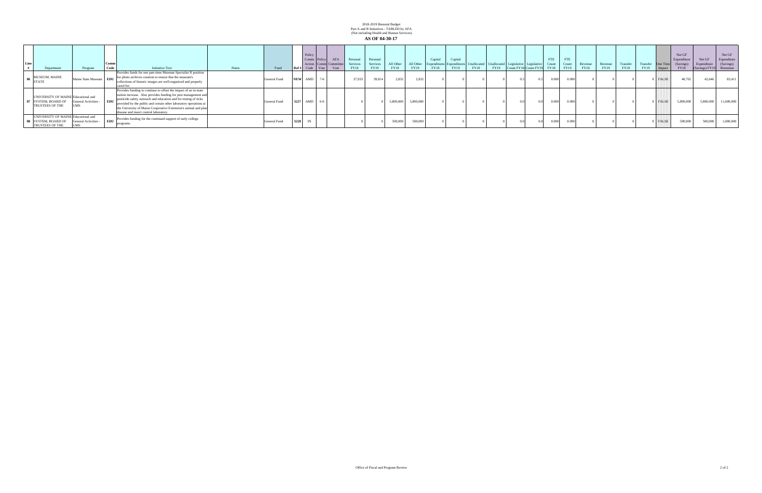2018-2019 Biennial Budget
Part A and B Initiatives - TABLED by AFA
(Not including Health and Human Services)

**AS OF 04-30-17**

| Line # | Department | Program | Comm Code | Initiative Text | Notes | Fund | Ref # | Policy Comm Action Code | Policy Comm Vote | AFA Committee Vote | Personal Services FY18 | Personal Services FY19 | All Other FY18 | All Other FY19 | Capital Expenditures FY18 | Capital Expenditures FY19 | Unallocated FY18 | Unallocated FY19 | Legislative Count FY18 | Legislative Count FY19 | FTE Count FY18 | FTE Count FY19 | Revenue FY18 | Revenue FY19 | Transfer FY18 | Transfer FY19 | One Time Impact | Net GF Expenditure (Savings) FY18 | Net GF Expenditure (Savings) FY19 | Net GF Expenditure (Savings) Biennium |
|---|---|---|---|---|---|---|---|---|---|---|---|---|---|---|---|---|---|---|---|---|---|---|---|---|---|---|---|---|---|---|
| 86 | MUSEUM, MAINE STATE | Maine State Museum | EDU | Provides funds for one part-time Museum Specialist II position for photo archives curation to ensure that the museum's collections of historic images are well-organized and properly cared for. | | General Fund | NEW | AMD | 7-6 | | 37,933 | 39,814 | 2,832 | 2,832 | 0 | 0 | 0 | 0 | 0.5 | 0.5 | 0.000 | 0.000 | 0 | 0 | 0 | 0 | FALSE | 40,765 | 42,646 | 83,411 |
| 87 | UNIVERSITY OF MAINE SYSTEM, BOARD OF TRUSTEES OF THE | Educational and General Activities - UMS | EDU | Provides funding to continue to offset the impact of an in-state tuition increase. Also provides funding for pest management and pesticide safety outreach and education and for testing of ticks provided by the public and certain other laboratory operations at the University of Maine Cooperative Extension's animal and plant disease and insect control laboratory. | | General Fund | 3227 | AMD | 6-6 | | 0 | 0 | 5,800,000 | 5,800,000 | 0 | 0 | 0 | 0 | 0.0 | 0.0 | 0.000 | 0.000 | 0 | 0 | 0 | 0 | FALSE | 5,800,000 | 5,800,000 | 11,600,000 |
| 88 | UNIVERSITY OF MAINE SYSTEM, BOARD OF TRUSTEES OF THE | Educational and General Activities - UMS | EDU | Provides funding for the continued support of early college programs. | | General Fund | 3228 | IN | | | 0 | 0 | 500,000 | 500,000 | 0 | 0 | 0 | 0 | 0.0 | 0.0 | 0.000 | 0.000 | 0 | 0 | 0 | 0 | FALSE | 500,000 | 500,000 | 1,000,000 |

Office of Fiscal and Program Review